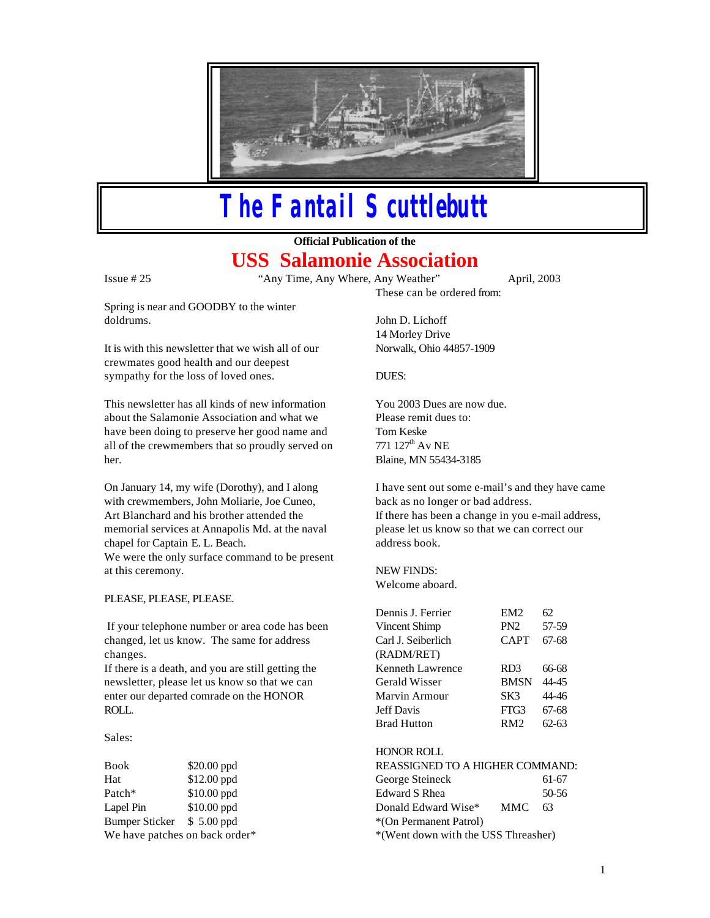# The Fantail Scuttlebutt

**Official Publication of the**

## USS Salamonie Association

Issue # 25 "Any Time, Any Where, Any Weather" April, 2003

Spring is near and GOODBY to the winter doldrums.

It is with this newsletter that we wish all of our crewmates good health and our deepest sympathy for the loss of loved ones.

This newsletter has all kinds of new information about the Salamonie Association and what we have been doing to preserve her good name and all of the crewmembers that so proudly served on her.

On January 14, my wife (Dorothy), and I along with crewmembers, John Moliarie, Joe Cuneo, Art Blanchard and his brother attended the memorial services at Annapolis Md. at the naval chapel for Captain E. L. Beach.
We were the only surface command to be present at this ceremony.

PLEASE, PLEASE, PLEASE.

If your telephone number or area code has been changed, let us know. The same for address changes.
If there is a death, and you are still getting the newsletter, please let us know so that we can enter our departed comrade on the HONOR ROLL.

Sales:

| | |
|---|---|
| Book | $20.00 ppd |
| Hat | $12.00 ppd |
| Patch* | $10.00 ppd |
| Lapel Pin | $10.00 ppd |
| Bumper Sticker | $ 5.00 ppd |

We have patches on back order*

These can be ordered from:

John D. Lichoff
14 Morley Drive
Norwalk, Ohio 44857-1909

DUES:

You 2003 Dues are now due.
Please remit dues to:
Tom Keske
771 127th Av NE
Blaine, MN 55434-3185

I have sent out some e-mail's and they have came back as no longer or bad address.
If there has been a change in you e-mail address, please let us know so that we can correct our address book.

NEW FINDS:
Welcome aboard.

| | | |
|---|---|---|
| Dennis J. Ferrier | EM2 | 62 |
| Vincent Shimp | PN2 | 57-59 |
| Carl J. Seiberlich (RADM/RET) | CAPT | 67-68 |
| Kenneth Lawrence | RD3 | 66-68 |
| Gerald Wisser | BMSN | 44-45 |
| Marvin Armour | SK3 | 44-46 |
| Jeff Davis | FTG3 | 67-68 |
| Brad Hutton | RM2 | 62-63 |

HONOR ROLL
REASSIGNED TO A HIGHER COMMAND:

| | | |
|---|---|---|
| George Steineck | | 61-67 |
| Edward S Rhea | | 50-56 |
| Donald Edward Wise* | MMC | 63 |

*(On Permanent Patrol)
*(Went down with the USS Threasher)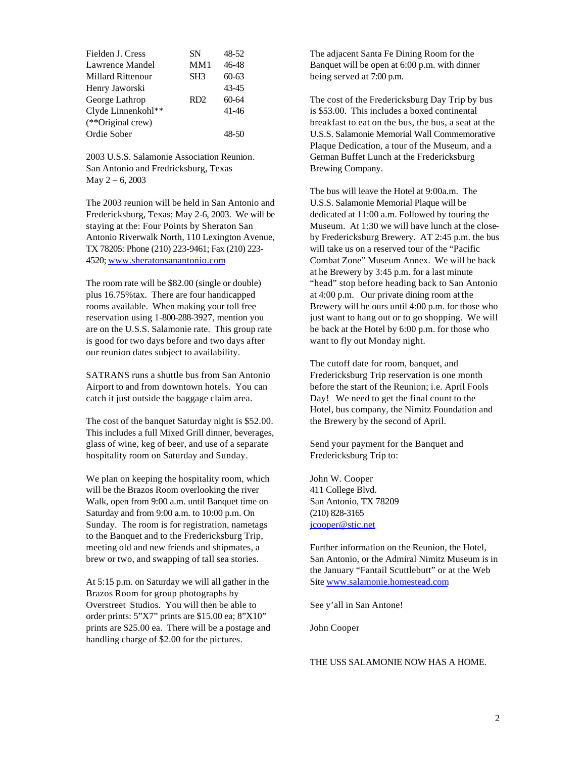| | | |
|---|---|---|
| Fielden J. Cress | SN | 48-52 |
| Lawrence Mandel | MM1 | 46-48 |
| Millard Rittenour | SH3 | 60-63 |
| Henry Jaworski | | 43-45 |
| George Lathrop | RD2 | 60-64 |
| Clyde Linnenkohl** | | 41-46 |
| (**Original crew) | | |
| Ordie Sober | | 48-50 |

2003 U.S.S. Salamonie Association Reunion.
San Antonio and Fredricksburg, Texas
May 2 – 6, 2003

The 2003 reunion will be held in San Antonio and Fredericksburg, Texas; May 2-6, 2003. We will be staying at the: Four Points by Sheraton San Antonio Riverwalk North, 110 Lexington Avenue, TX 78205: Phone (210) 223-9461; Fax (210) 223-4520; www.sheratonsanantonio.com

The room rate will be $82.00 (single or double) plus 16.75%tax. There are four handicapped rooms available. When making your toll free reservation using 1-800-288-3927, mention you are on the U.S.S. Salamonie rate. This group rate is good for two days before and two days after our reunion dates subject to availability.

SATRANS runs a shuttle bus from San Antonio Airport to and from downtown hotels. You can catch it just outside the baggage claim area.

The cost of the banquet Saturday night is $52.00. This includes a full Mixed Grill dinner, beverages, glass of wine, keg of beer, and use of a separate hospitality room on Saturday and Sunday.

We plan on keeping the hospitality room, which will be the Brazos Room overlooking the river Walk, open from 9:00 a.m. until Banquet time on Saturday and from 9:00 a.m. to 10:00 p.m. On Sunday. The room is for registration, nametags to the Banquet and to the Fredericksburg Trip, meeting old and new friends and shipmates, a brew or two, and swapping of tall sea stories.

At 5:15 p.m. on Saturday we will all gather in the Brazos Room for group photographs by Overstreet Studios. You will then be able to order prints: 5"X7" prints are $15.00 ea; 8"X10" prints are $25.00 ea. There will be a postage and handling charge of $2.00 for the pictures.

The adjacent Santa Fe Dining Room for the Banquet will be open at 6:00 p.m. with dinner being served at 7:00 p.m.

The cost of the Fredericksburg Day Trip by bus is $53.00. This includes a boxed continental breakfast to eat on the bus, the bus, a seat at the U.S.S. Salamonie Memorial Wall Commemorative Plaque Dedication, a tour of the Museum, and a German Buffet Lunch at the Fredericksburg Brewing Company.

The bus will leave the Hotel at 9:00a.m. The U.S.S. Salamonie Memorial Plaque will be dedicated at 11:00 a.m. Followed by touring the Museum. At 1:30 we will have lunch at the close-by Fredericksburg Brewery. AT 2:45 p.m. the bus will take us on a reserved tour of the "Pacific Combat Zone" Museum Annex. We will be back at he Brewery by 3:45 p.m. for a last minute "head" stop before heading back to San Antonio at 4:00 p.m. Our private dining room at the Brewery will be ours until 4:00 p.m. for those who just want to hang out or to go shopping. We will be back at the Hotel by 6:00 p.m. for those who want to fly out Monday night.

The cutoff date for room, banquet, and Fredericksburg Trip reservation is one month before the start of the Reunion; i.e. April Fools Day! We need to get the final count to the Hotel, bus company, the Nimitz Foundation and the Brewery by the second of April.

Send your payment for the Banquet and Fredericksburg Trip to:

John W. Cooper
411 College Blvd.
San Antonio, TX 78209
(210) 828-3165
jcooper@stic.net

Further information on the Reunion, the Hotel, San Antonio, or the Admiral Nimitz Museum is in the January "Fantail Scuttlebutt" or at the Web Site www.salamonie.homestead.com

See y'all in San Antone!

John Cooper

THE USS SALAMONIE NOW HAS A HOME.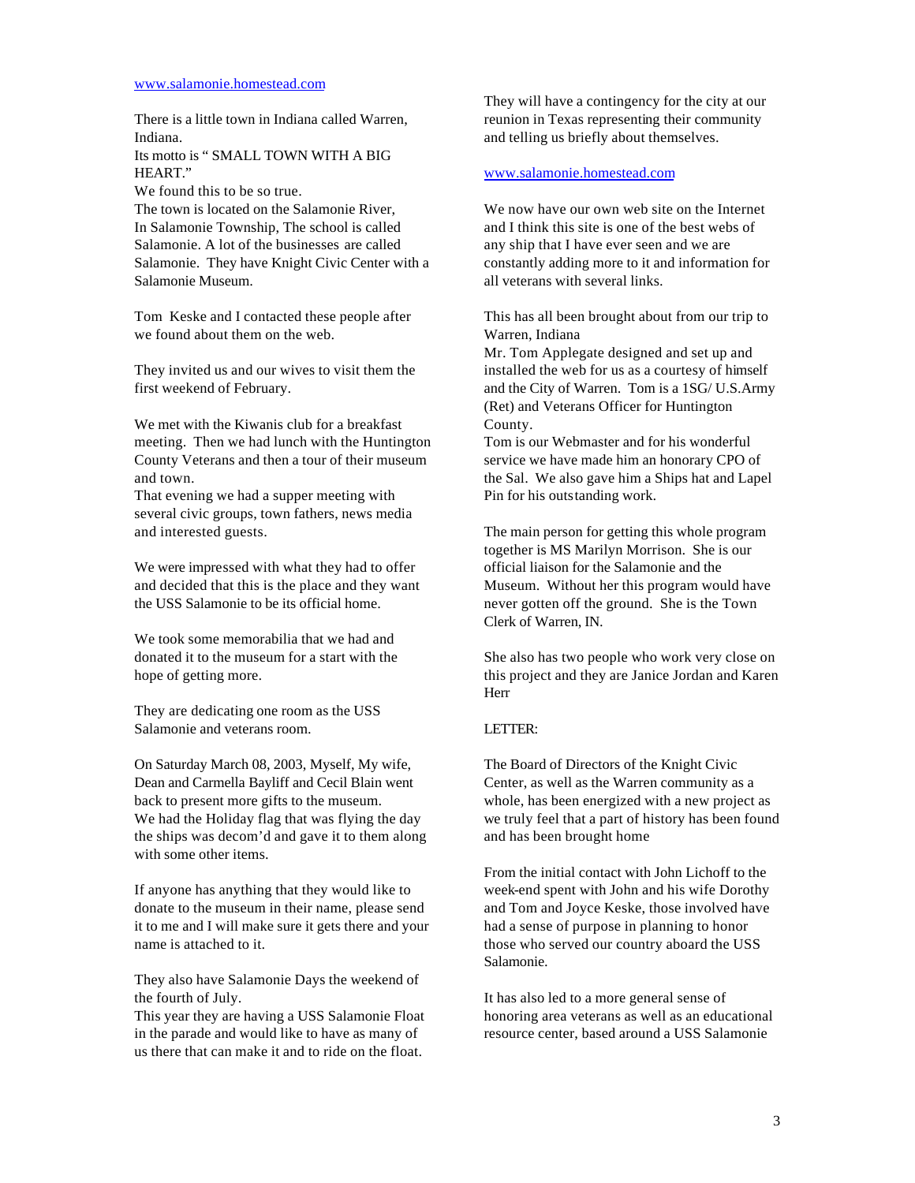www.salamonie.homestead.com

There is a little town in Indiana called Warren, Indiana.
Its motto is " SMALL TOWN WITH A BIG HEART."
We found this to be so true.
The town is located on the Salamonie River, In Salamonie Township, The school is called Salamonie. A lot of the businesses are called Salamonie. They have Knight Civic Center with a Salamonie Museum.

Tom Keske and I contacted these people after we found about them on the web.

They invited us and our wives to visit them the first weekend of February.

We met with the Kiwanis club for a breakfast meeting. Then we had lunch with the Huntington County Veterans and then a tour of their museum and town.
That evening we had a supper meeting with several civic groups, town fathers, news media and interested guests.

We were impressed with what they had to offer and decided that this is the place and they want the USS Salamonie to be its official home.

We took some memorabilia that we had and donated it to the museum for a start with the hope of getting more.

They are dedicating one room as the USS Salamonie and veterans room.

On Saturday March 08, 2003, Myself, My wife, Dean and Carmella Bayliff and Cecil Blain went back to present more gifts to the museum.
We had the Holiday flag that was flying the day the ships was decom'd and gave it to them along with some other items.

If anyone has anything that they would like to donate to the museum in their name, please send it to me and I will make sure it gets there and your name is attached to it.

They also have Salamonie Days the weekend of the fourth of July.
This year they are having a USS Salamonie Float in the parade and would like to have as many of us there that can make it and to ride on the float.

They will have a contingency for the city at our reunion in Texas representing their community and telling us briefly about themselves.

www.salamonie.homestead.com

We now have our own web site on the Internet and I think this site is one of the best webs of any ship that I have ever seen and we are constantly adding more to it and information for all veterans with several links.

This has all been brought about from our trip to Warren, Indiana
Mr. Tom Applegate designed and set up and installed the web for us as a courtesy of himself and the City of Warren. Tom is a 1SG/ U.S.Army (Ret) and Veterans Officer for Huntington County.
Tom is our Webmaster and for his wonderful service we have made him an honorary CPO of the Sal. We also gave him a Ships hat and Lapel Pin for his outstanding work.

The main person for getting this whole program together is MS Marilyn Morrison. She is our official liaison for the Salamonie and the Museum. Without her this program would have never gotten off the ground. She is the Town Clerk of Warren, IN.

She also has two people who work very close on this project and they are Janice Jordan and Karen Herr

LETTER:

The Board of Directors of the Knight Civic Center, as well as the Warren community as a whole, has been energized with a new project as we truly feel that a part of history has been found and has been brought home

From the initial contact with John Lichoff to the week-end spent with John and his wife Dorothy and Tom and Joyce Keske, those involved have had a sense of purpose in planning to honor those who served our country aboard the USS Salamonie.

It has also led to a more general sense of honoring area veterans as well as an educational resource center, based around a USS Salamonie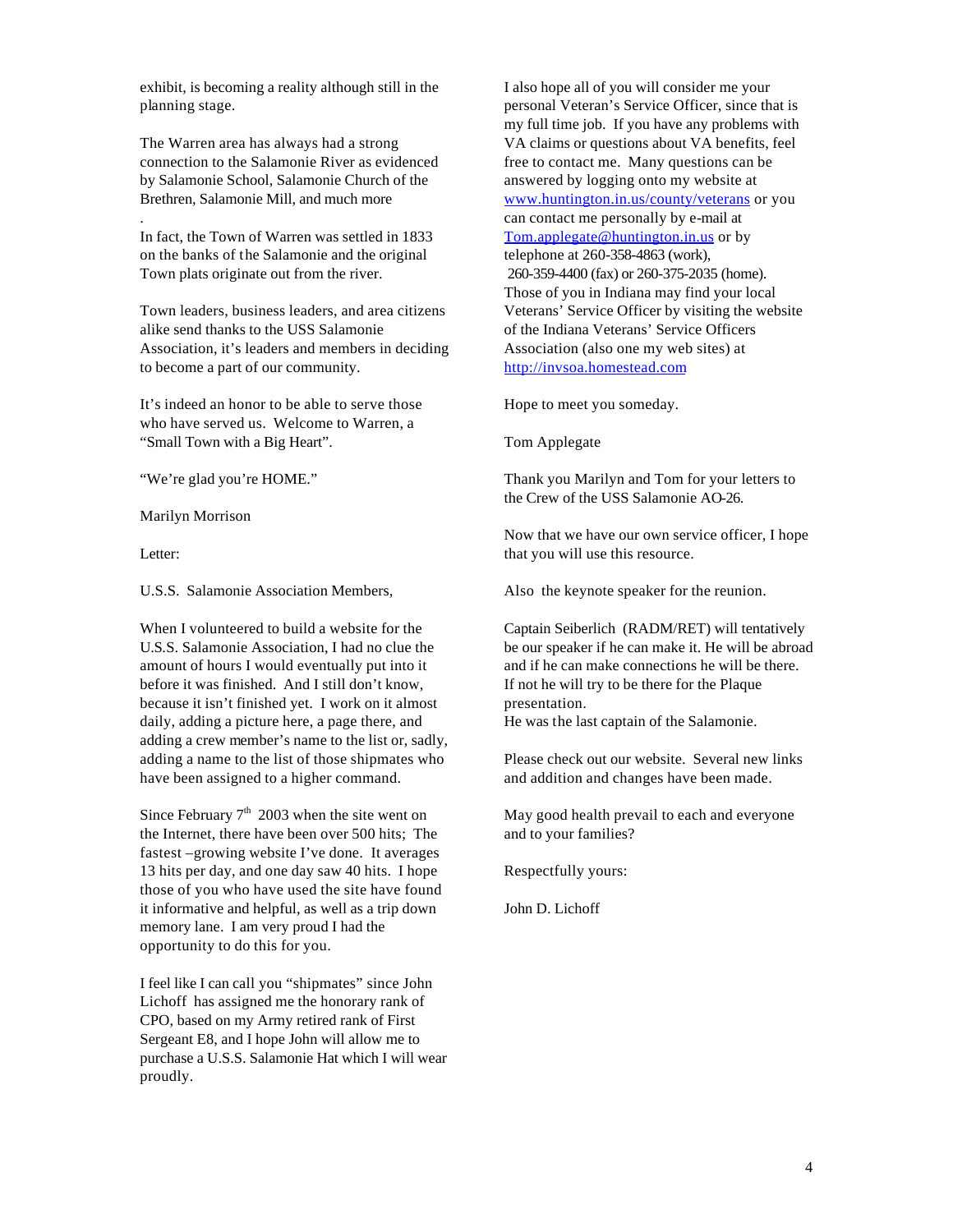exhibit, is becoming a reality although still in the planning stage.

The Warren area has always had a strong connection to the Salamonie River as evidenced by Salamonie School, Salamonie Church of the Brethren, Salamonie Mill, and much more

.

In fact, the Town of Warren was settled in 1833 on the banks of the Salamonie and the original Town plats originate out from the river.

Town leaders, business leaders, and area citizens alike send thanks to the USS Salamonie Association, it's leaders and members in deciding to become a part of our community.

It's indeed an honor to be able to serve those who have served us. Welcome to Warren, a "Small Town with a Big Heart".

"We're glad you're HOME."

Marilyn Morrison

Letter:

U.S.S. Salamonie Association Members,

When I volunteered to build a website for the U.S.S. Salamonie Association, I had no clue the amount of hours I would eventually put into it before it was finished. And I still don't know, because it isn't finished yet. I work on it almost daily, adding a picture here, a page there, and adding a crew member's name to the list or, sadly, adding a name to the list of those shipmates who have been assigned to a higher command.

Since February 7th 2003 when the site went on the Internet, there have been over 500 hits; The fastest –growing website I've done. It averages 13 hits per day, and one day saw 40 hits. I hope those of you who have used the site have found it informative and helpful, as well as a trip down memory lane. I am very proud I had the opportunity to do this for you.

I feel like I can call you "shipmates" since John Lichoff has assigned me the honorary rank of CPO, based on my Army retired rank of First Sergeant E8, and I hope John will allow me to purchase a U.S.S. Salamonie Hat which I will wear proudly.

I also hope all of you will consider me your personal Veteran's Service Officer, since that is my full time job. If you have any problems with VA claims or questions about VA benefits, feel free to contact me. Many questions can be answered by logging onto my website at www.huntington.in.us/county/veterans or you can contact me personally by e-mail at Tom.applegate@huntington.in.us or by telephone at 260-358-4863 (work), 260-359-4400 (fax) or 260-375-2035 (home). Those of you in Indiana may find your local Veterans' Service Officer by visiting the website of the Indiana Veterans' Service Officers Association (also one my web sites) at http://invsoa.homestead.com

Hope to meet you someday.

Tom Applegate

Thank you Marilyn and Tom for your letters to the Crew of the USS Salamonie AO-26.

Now that we have our own service officer, I hope that you will use this resource.

Also the keynote speaker for the reunion.

Captain Seiberlich (RADM/RET) will tentatively be our speaker if he can make it. He will be abroad and if he can make connections he will be there. If not he will try to be there for the Plaque presentation.
He was the last captain of the Salamonie.

Please check out our website. Several new links and addition and changes have been made.

May good health prevail to each and everyone and to your families?

Respectfully yours:

John D. Lichoff